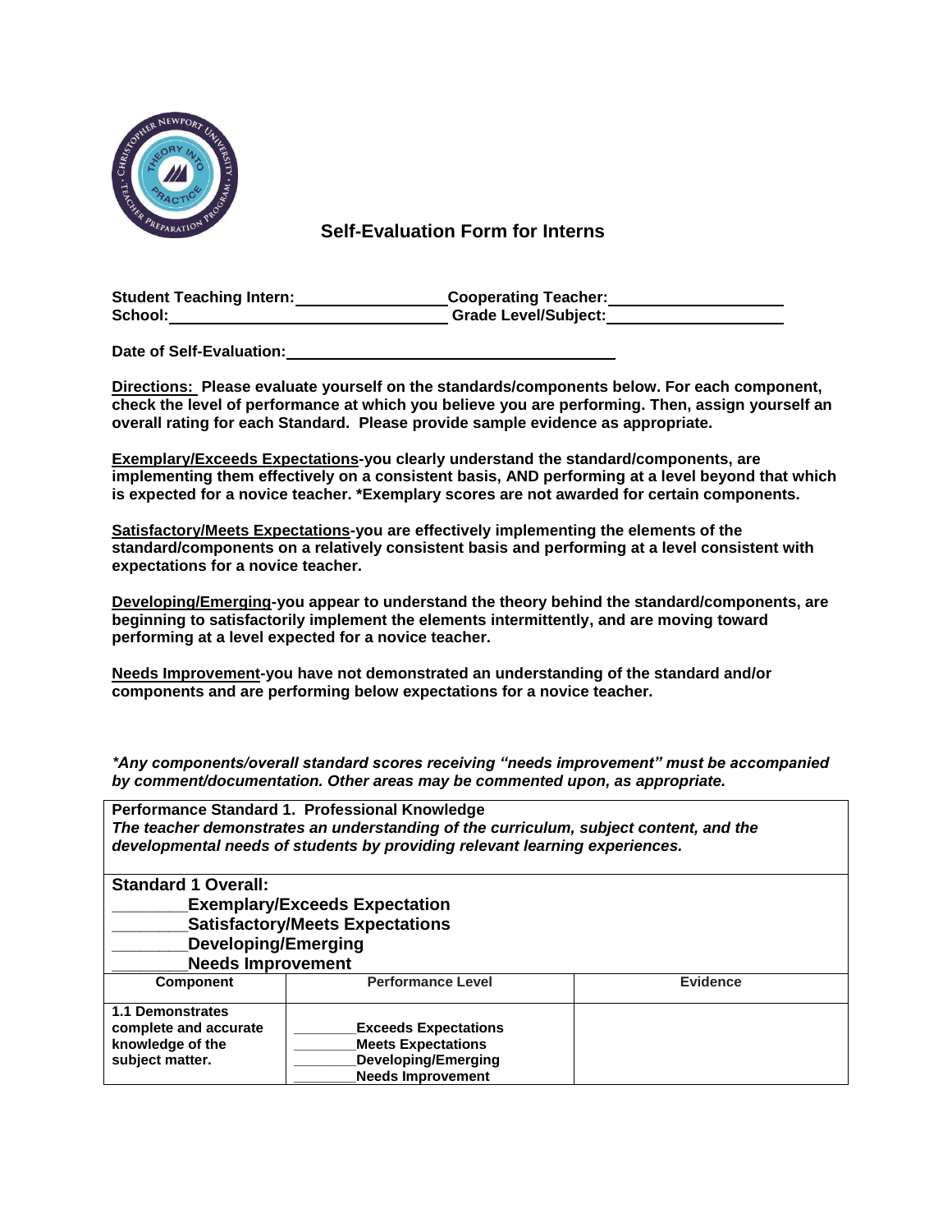# Self-Evaluation Form for Interns

**Student Teaching Intern:** ________________ **Cooperating Teacher:** ____________________
**School:** ________________________________ **Grade Level/Subject:** ____________________

**Date of Self-Evaluation:** ______________________________________

**<u>Directions:</u> Please evaluate yourself on the standards/components below. For each component, check the level of performance at which you believe you are performing. Then, assign yourself an overall rating for each Standard. Please provide sample evidence as appropriate.**

**<u>Exemplary/Exceeds Expectations</u>-you clearly understand the standard/components, are implementing them effectively on a consistent basis, AND performing at a level beyond that which is expected for a novice teacher. *Exemplary scores are not awarded for certain components.**

**<u>Satisfactory/Meets Expectations</u>-you are effectively implementing the elements of the standard/components on a relatively consistent basis and performing at a level consistent with expectations for a novice teacher.**

**<u>Developing/Emerging</u>-you appear to understand the theory behind the standard/components, are beginning to satisfactorily implement the elements intermittently, and are moving toward performing at a level expected for a novice teacher.**

**<u>Needs Improvement</u>-you have not demonstrated an understanding of the standard and/or components and are performing below expectations for a novice teacher.**

***Any components/overall standard scores receiving "needs improvement" must be accompanied by comment/documentation. Other areas may be commented upon, as appropriate.***

**Performance Standard 1. Professional Knowledge**
***The teacher demonstrates an understanding of the curriculum, subject content, and the developmental needs of students by providing relevant learning experiences.***

**Standard 1 Overall:**
**________Exemplary/Exceeds Expectation**
**________Satisfactory/Meets Expectations**
**________Developing/Emerging**
**________Needs Improvement**

| Component | Performance Level | Evidence |
|---|---|---|
| **1.1 Demonstrates complete and accurate knowledge of the subject matter.** | **________Exceeds Expectations**<br>**________Meets Expectations**<br>**________Developing/Emerging**<br>**________Needs Improvement** | |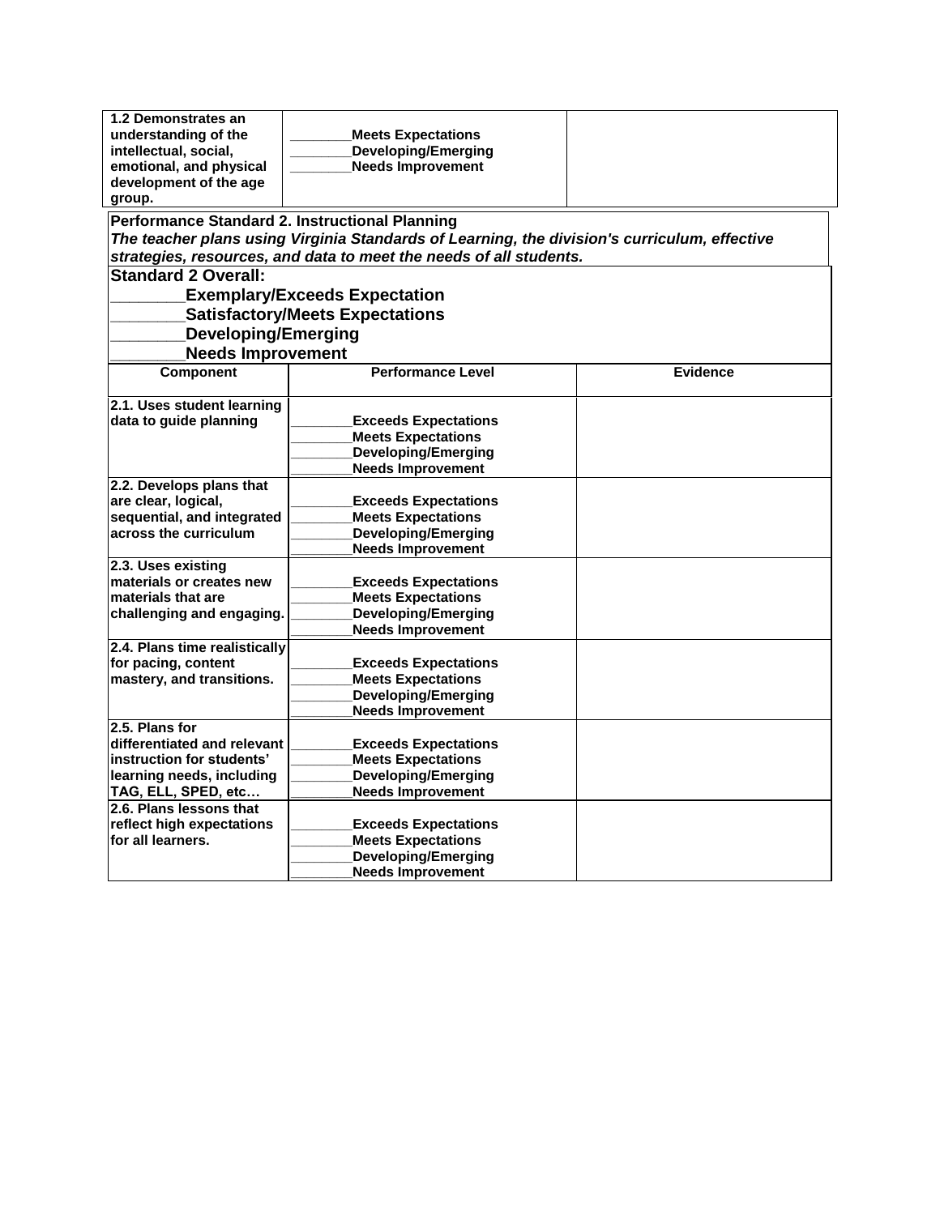| | | |
|---|---|---|
| **1.2 Demonstrates an understanding of the intellectual, social, emotional, and physical development of the age group.** | ________**Meets Expectations**<br>________**Developing/Emerging**<br>________**Needs Improvement** | |

**Performance Standard 2. Instructional Planning**

***The teacher plans using Virginia Standards of Learning, the division's curriculum, effective strategies, resources, and data to meet the needs of all students.***

**Standard 2 Overall:**

________**Exemplary/Exceeds Expectation**
________**Satisfactory/Meets Expectations**
________**Developing/Emerging**
________**Needs Improvement**

| Component | Performance Level | Evidence |
|---|---|---|
| **2.1. Uses student learning data to guide planning** | ________**Exceeds Expectations**<br>________**Meets Expectations**<br>________**Developing/Emerging**<br>________**Needs Improvement** | |
| **2.2. Develops plans that are clear, logical, sequential, and integrated across the curriculum** | ________**Exceeds Expectations**<br>________**Meets Expectations**<br>________**Developing/Emerging**<br>________**Needs Improvement** | |
| **2.3. Uses existing materials or creates new materials that are challenging and engaging.** | ________**Exceeds Expectations**<br>________**Meets Expectations**<br>________**Developing/Emerging**<br>________**Needs Improvement** | |
| **2.4. Plans time realistically for pacing, content mastery, and transitions.** | ________**Exceeds Expectations**<br>________**Meets Expectations**<br>________**Developing/Emerging**<br>________**Needs Improvement** | |
| **2.5. Plans for differentiated and relevant instruction for students' learning needs, including TAG, ELL, SPED, etc…** | ________**Exceeds Expectations**<br>________**Meets Expectations**<br>________**Developing/Emerging**<br>________**Needs Improvement** | |
| **2.6. Plans lessons that reflect high expectations for all learners.** | ________**Exceeds Expectations**<br>________**Meets Expectations**<br>________**Developing/Emerging**<br>________**Needs Improvement** | |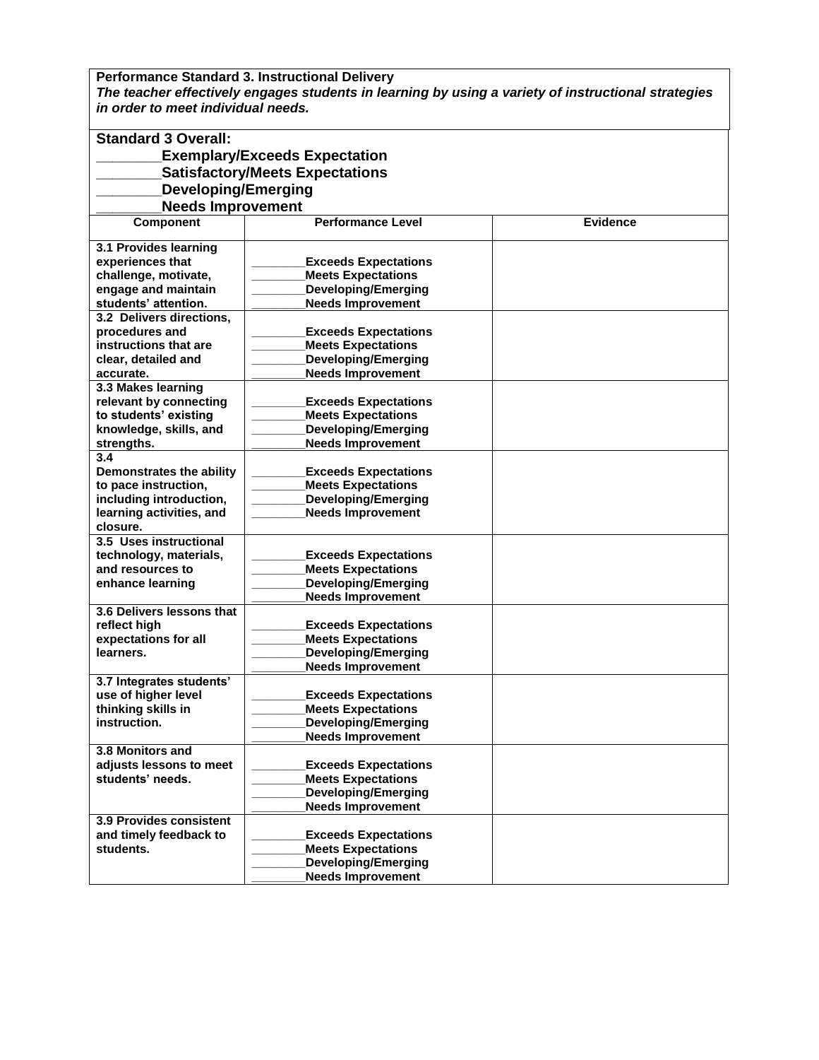**Performance Standard 3. Instructional Delivery**

***The teacher effectively engages students in learning by using a variety of instructional strategies in order to meet individual needs.***

**Standard 3 Overall:**

**________Exemplary/Exceeds Expectation**
**________Satisfactory/Meets Expectations**
**________Developing/Emerging**
**________Needs Improvement**

| Component | Performance Level | Evidence |
|---|---|---|
| **3.1 Provides learning experiences that challenge, motivate, engage and maintain students' attention.** | ________**Exceeds Expectations**<br>________**Meets Expectations**<br>________**Developing/Emerging**<br>________**Needs Improvement** | |
| **3.2 Delivers directions, procedures and instructions that are clear, detailed and accurate.** | ________**Exceeds Expectations**<br>________**Meets Expectations**<br>________**Developing/Emerging**<br>________**Needs Improvement** | |
| **3.3 Makes learning relevant by connecting to students' existing knowledge, skills, and strengths.** | ________**Exceeds Expectations**<br>________**Meets Expectations**<br>________**Developing/Emerging**<br>________**Needs Improvement** | |
| **3.4 Demonstrates the ability to pace instruction, including introduction, learning activities, and closure.** | ________**Exceeds Expectations**<br>________**Meets Expectations**<br>________**Developing/Emerging**<br>________**Needs Improvement** | |
| **3.5 Uses instructional technology, materials, and resources to enhance learning** | ________**Exceeds Expectations**<br>________**Meets Expectations**<br>________**Developing/Emerging**<br>________**Needs Improvement** | |
| **3.6 Delivers lessons that reflect high expectations for all learners.** | ________**Exceeds Expectations**<br>________**Meets Expectations**<br>________**Developing/Emerging**<br>________**Needs Improvement** | |
| **3.7 Integrates students' use of higher level thinking skills in instruction.** | ________**Exceeds Expectations**<br>________**Meets Expectations**<br>________**Developing/Emerging**<br>________**Needs Improvement** | |
| **3.8 Monitors and adjusts lessons to meet students' needs.** | ________**Exceeds Expectations**<br>________**Meets Expectations**<br>________**Developing/Emerging**<br>________**Needs Improvement** | |
| **3.9 Provides consistent and timely feedback to students.** | ________**Exceeds Expectations**<br>________**Meets Expectations**<br>________**Developing/Emerging**<br>________**Needs Improvement** | |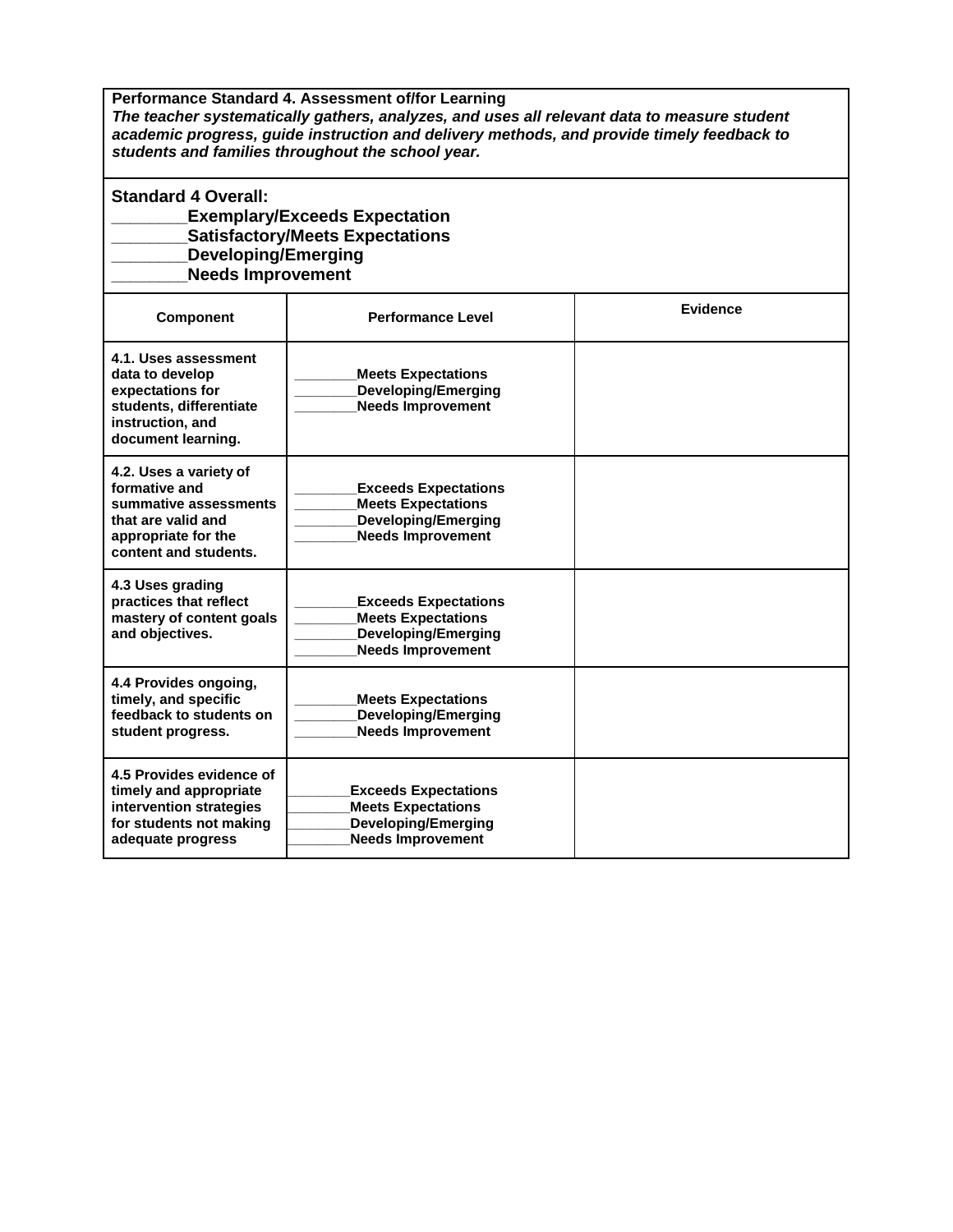**Performance Standard 4. Assessment of/for Learning**
***The teacher systematically gathers, analyzes, and uses all relevant data to measure student academic progress, guide instruction and delivery methods, and provide timely feedback to students and families throughout the school year.***

**Standard 4 Overall:**
**________Exemplary/Exceeds Expectation**
**________Satisfactory/Meets Expectations**
**________Developing/Emerging**
**________Needs Improvement**

| Component | Performance Level | Evidence |
|---|---|---|
| **4.1. Uses assessment data to develop expectations for students, differentiate instruction, and document learning.** | ________**Meets Expectations**<br>________**Developing/Emerging**<br>________**Needs Improvement** | |
| **4.2. Uses a variety of formative and summative assessments that are valid and appropriate for the content and students.** | ________**Exceeds Expectations**<br>________**Meets Expectations**<br>________**Developing/Emerging**<br>________**Needs Improvement** | |
| **4.3 Uses grading practices that reflect mastery of content goals and objectives.** | ________**Exceeds Expectations**<br>________**Meets Expectations**<br>________**Developing/Emerging**<br>________**Needs Improvement** | |
| **4.4 Provides ongoing, timely, and specific feedback to students on student progress.** | ________**Meets Expectations**<br>________**Developing/Emerging**<br>________**Needs Improvement** | |
| **4.5 Provides evidence of timely and appropriate intervention strategies for students not making adequate progress** | ________**Exceeds Expectations**<br>________**Meets Expectations**<br>________**Developing/Emerging**<br>________**Needs Improvement** | |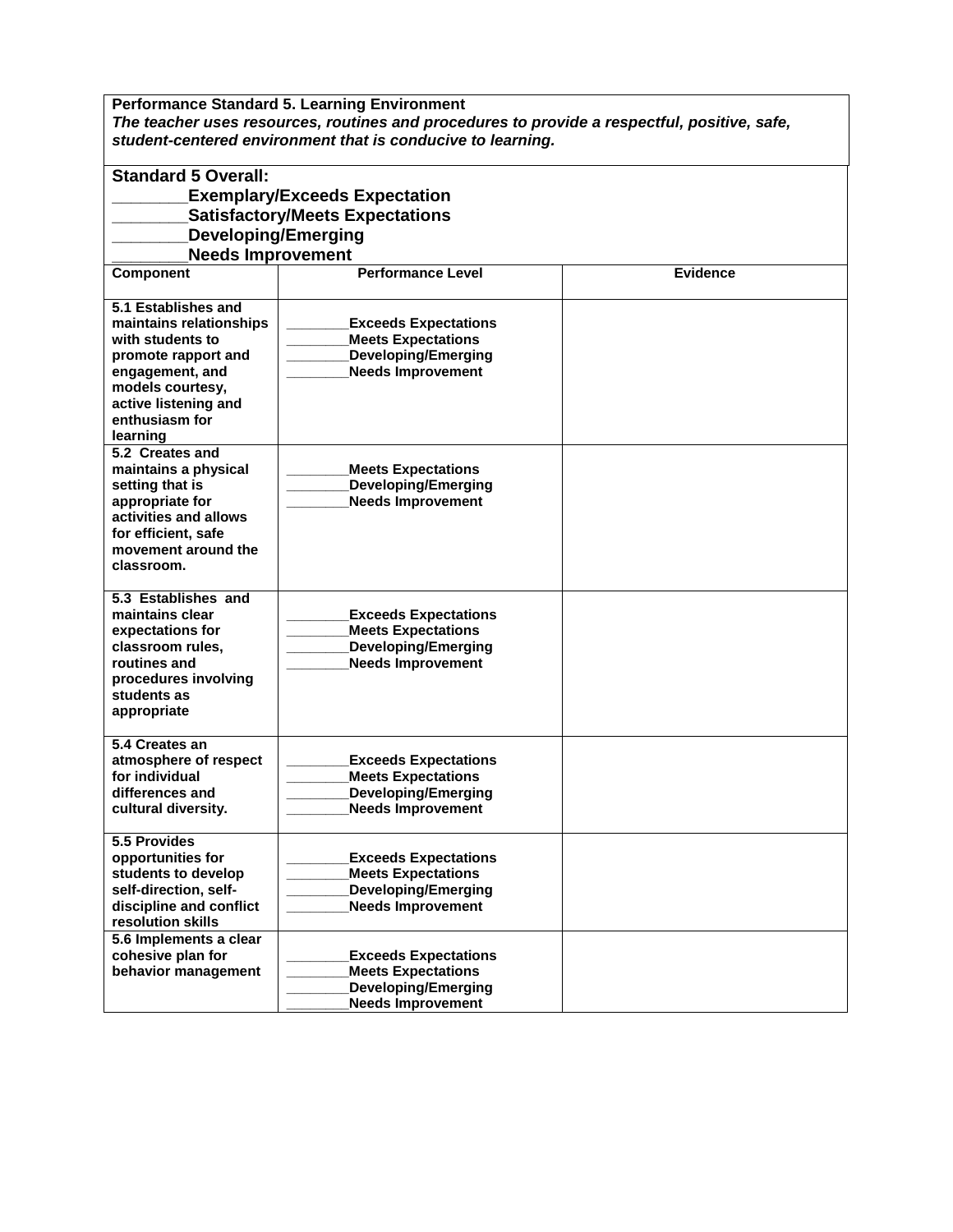**Performance Standard 5. Learning Environment**
***The teacher uses resources, routines and procedures to provide a respectful, positive, safe, student-centered environment that is conducive to learning.***

**Standard 5 Overall:**
**________Exemplary/Exceeds Expectation**
**________Satisfactory/Meets Expectations**
**________Developing/Emerging**
**________Needs Improvement**

| Component | Performance Level | Evidence |
|---|---|---|
| **5.1 Establishes and maintains relationships with students to promote rapport and engagement, and models courtesy, active listening and enthusiasm for learning** | ________Exceeds Expectations<br>________Meets Expectations<br>________Developing/Emerging<br>________Needs Improvement | |
| **5.2 Creates and maintains a physical setting that is appropriate for activities and allows for efficient, safe movement around the classroom.** | ________Meets Expectations<br>________Developing/Emerging<br>________Needs Improvement | |
| **5.3 Establishes and maintains clear expectations for classroom rules, routines and procedures involving students as appropriate** | ________Exceeds Expectations<br>________Meets Expectations<br>________Developing/Emerging<br>________Needs Improvement | |
| **5.4 Creates an atmosphere of respect for individual differences and cultural diversity.** | ________Exceeds Expectations<br>________Meets Expectations<br>________Developing/Emerging<br>________Needs Improvement | |
| **5.5 Provides opportunities for students to develop self-direction, self-discipline and conflict resolution skills** | ________Exceeds Expectations<br>________Meets Expectations<br>________Developing/Emerging<br>________Needs Improvement | |
| **5.6 Implements a clear cohesive plan for behavior management** | ________Exceeds Expectations<br>________Meets Expectations<br>________Developing/Emerging<br>________Needs Improvement | |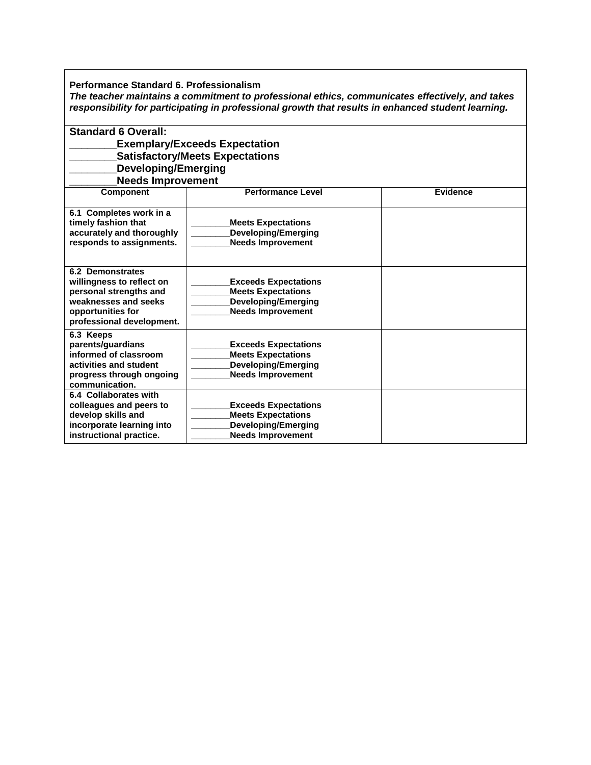**Performance Standard 6. Professionalism**

***The teacher maintains a commitment to professional ethics, communicates effectively, and takes responsibility for participating in professional growth that results in enhanced student learning.***

**Standard 6 Overall:**

**________Exemplary/Exceeds Expectation**
**________Satisfactory/Meets Expectations**
**________Developing/Emerging**
**________Needs Improvement**

| Component | Performance Level | Evidence |
|---|---|---|
| **6.1 Completes work in a timely fashion that accurately and thoroughly responds to assignments.** | **________Meets Expectations**<br>**________Developing/Emerging**<br>**________Needs Improvement** | |
| **6.2 Demonstrates willingness to reflect on personal strengths and weaknesses and seeks opportunities for professional development.** | **________Exceeds Expectations**<br>**________Meets Expectations**<br>**________Developing/Emerging**<br>**________Needs Improvement** | |
| **6.3 Keeps parents/guardians informed of classroom activities and student progress through ongoing communication.** | **________Exceeds Expectations**<br>**________Meets Expectations**<br>**________Developing/Emerging**<br>**________Needs Improvement** | |
| **6.4 Collaborates with colleagues and peers to develop skills and incorporate learning into instructional practice.** | **________Exceeds Expectations**<br>**________Meets Expectations**<br>**________Developing/Emerging**<br>**________Needs Improvement** | |